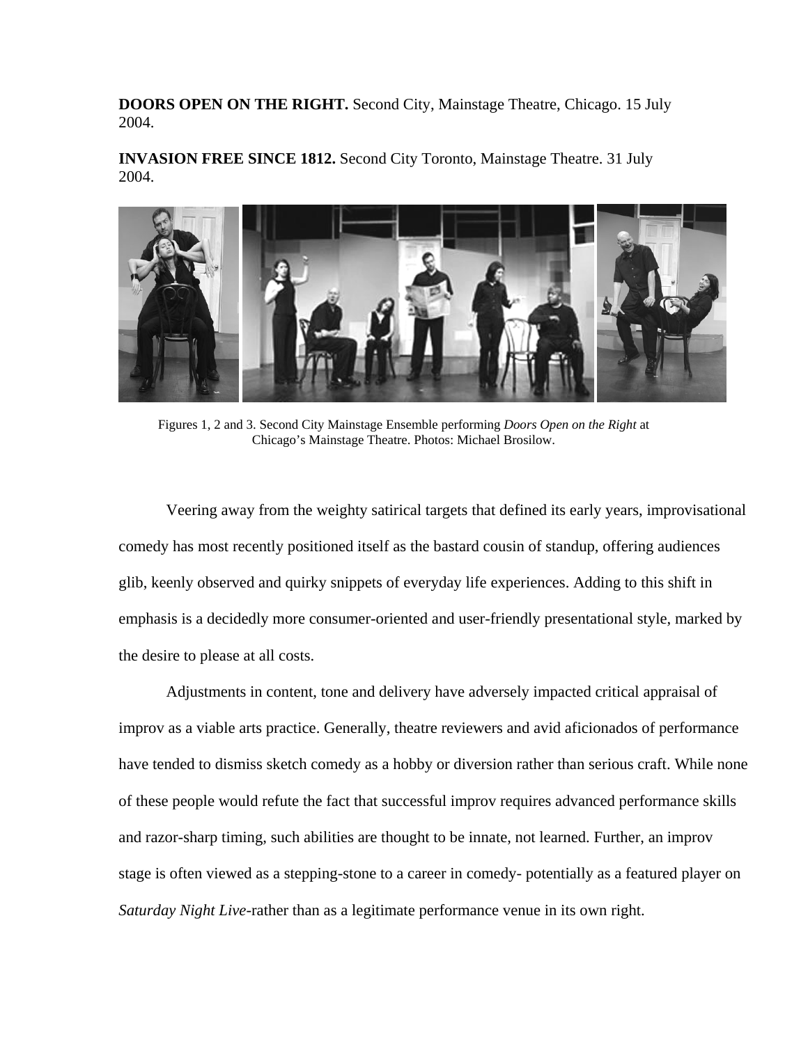**DOORS OPEN ON THE RIGHT.** Second City, Mainstage Theatre, Chicago. 15 July 2004.

**INVASION FREE SINCE 1812.** Second City Toronto, Mainstage Theatre. 31 July 2004.

Figures 1, 2 and 3. Second City Mainstage Ensemble performing *Doors Open on the Right* at Chicago's Mainstage Theatre. Photos: Michael Brosilow.

Veering away from the weighty satirical targets that defined its early years, improvisational comedy has most recently positioned itself as the bastard cousin of standup, offering audiences glib, keenly observed and quirky snippets of everyday life experiences. Adding to this shift in emphasis is a decidedly more consumer-oriented and user-friendly presentational style, marked by the desire to please at all costs.

Adjustments in content, tone and delivery have adversely impacted critical appraisal of improv as a viable arts practice. Generally, theatre reviewers and avid aficionados of performance have tended to dismiss sketch comedy as a hobby or diversion rather than serious craft. While none of these people would refute the fact that successful improv requires advanced performance skills and razor-sharp timing, such abilities are thought to be innate, not learned. Further, an improv stage is often viewed as a stepping-stone to a career in comedy- potentially as a featured player on *Saturday Night Live*-rather than as a legitimate performance venue in its own right.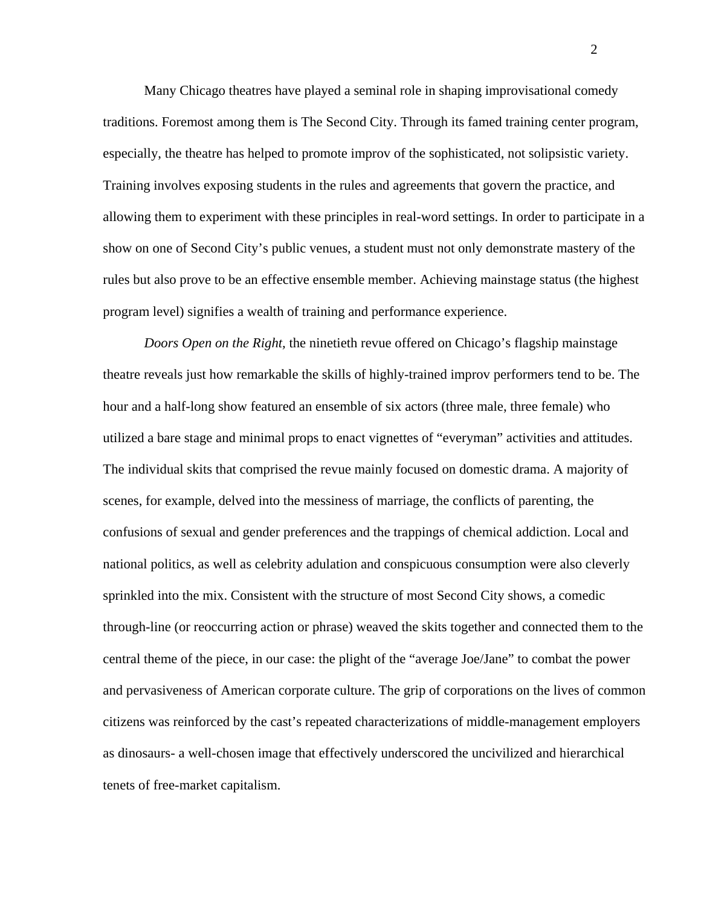Many Chicago theatres have played a seminal role in shaping improvisational comedy traditions. Foremost among them is The Second City. Through its famed training center program, especially, the theatre has helped to promote improv of the sophisticated, not solipsistic variety. Training involves exposing students in the rules and agreements that govern the practice, and allowing them to experiment with these principles in real-word settings. In order to participate in a show on one of Second City's public venues, a student must not only demonstrate mastery of the rules but also prove to be an effective ensemble member. Achieving mainstage status (the highest program level) signifies a wealth of training and performance experience.

*Doors Open on the Right,* the ninetieth revue offered on Chicago's flagship mainstage theatre reveals just how remarkable the skills of highly-trained improv performers tend to be. The hour and a half-long show featured an ensemble of six actors (three male, three female) who utilized a bare stage and minimal props to enact vignettes of "everyman" activities and attitudes. The individual skits that comprised the revue mainly focused on domestic drama. A majority of scenes, for example, delved into the messiness of marriage, the conflicts of parenting, the confusions of sexual and gender preferences and the trappings of chemical addiction. Local and national politics, as well as celebrity adulation and conspicuous consumption were also cleverly sprinkled into the mix. Consistent with the structure of most Second City shows, a comedic through-line (or reoccurring action or phrase) weaved the skits together and connected them to the central theme of the piece, in our case: the plight of the "average Joe/Jane" to combat the power and pervasiveness of American corporate culture. The grip of corporations on the lives of common citizens was reinforced by the cast's repeated characterizations of middle-management employers as dinosaurs- a well-chosen image that effectively underscored the uncivilized and hierarchical tenets of free-market capitalism.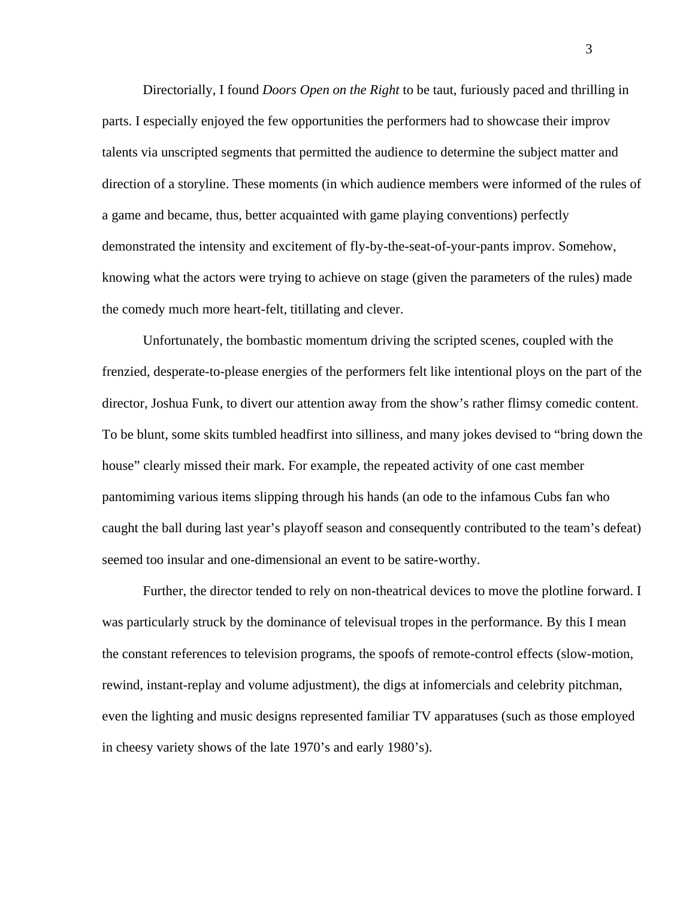Directorially, I found *Doors Open on the Right* to be taut, furiously paced and thrilling in parts. I especially enjoyed the few opportunities the performers had to showcase their improv talents via unscripted segments that permitted the audience to determine the subject matter and direction of a storyline. These moments (in which audience members were informed of the rules of a game and became, thus, better acquainted with game playing conventions) perfectly demonstrated the intensity and excitement of fly-by-the-seat-of-your-pants improv. Somehow, knowing what the actors were trying to achieve on stage (given the parameters of the rules) made the comedy much more heart-felt, titillating and clever.

Unfortunately, the bombastic momentum driving the scripted scenes, coupled with the frenzied, desperate-to-please energies of the performers felt like intentional ploys on the part of the director, Joshua Funk, to divert our attention away from the show's rather flimsy comedic content. To be blunt, some skits tumbled headfirst into silliness, and many jokes devised to "bring down the house" clearly missed their mark. For example, the repeated activity of one cast member pantomiming various items slipping through his hands (an ode to the infamous Cubs fan who caught the ball during last year's playoff season and consequently contributed to the team's defeat) seemed too insular and one-dimensional an event to be satire-worthy.

Further, the director tended to rely on non-theatrical devices to move the plotline forward. I was particularly struck by the dominance of televisual tropes in the performance. By this I mean the constant references to television programs, the spoofs of remote-control effects (slow-motion, rewind, instant-replay and volume adjustment), the digs at infomercials and celebrity pitchman, even the lighting and music designs represented familiar TV apparatuses (such as those employed in cheesy variety shows of the late 1970's and early 1980's).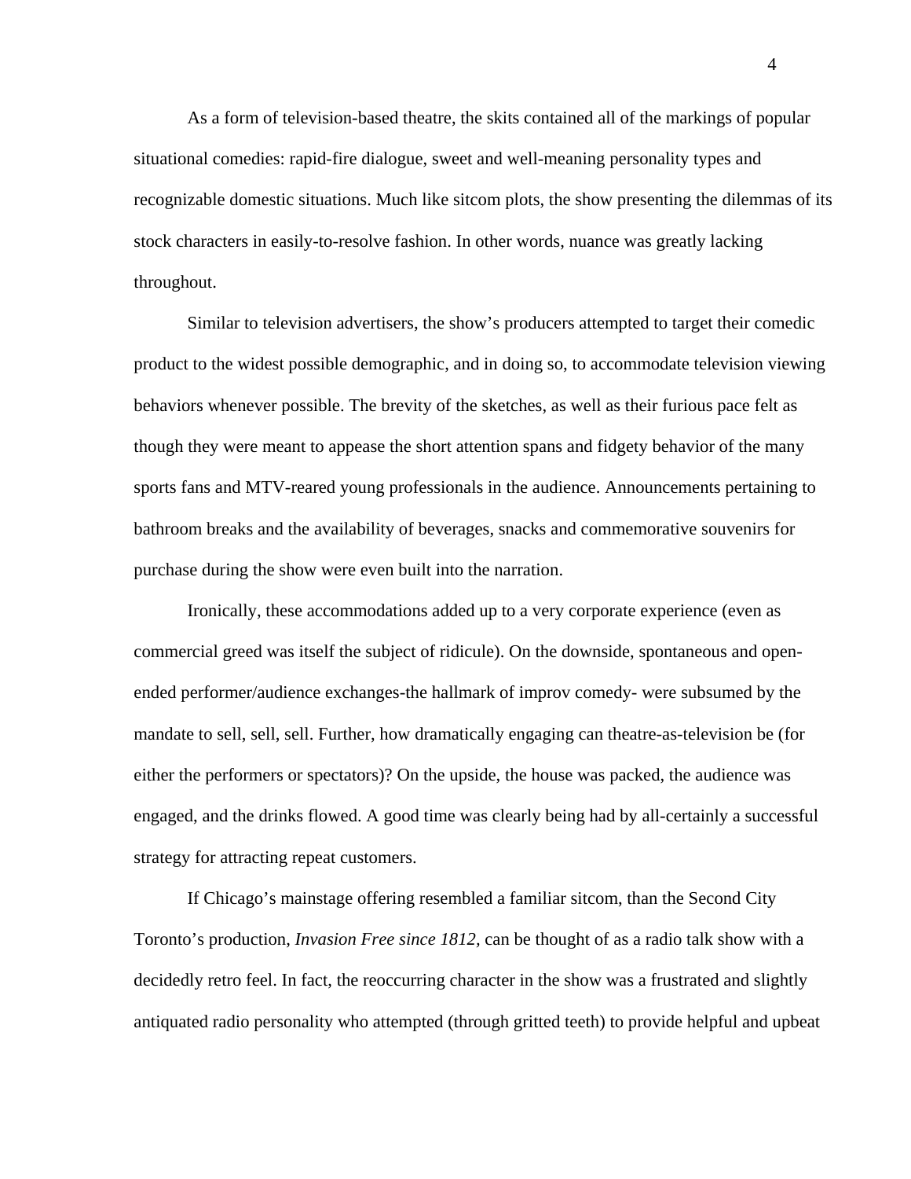As a form of television-based theatre, the skits contained all of the markings of popular situational comedies: rapid-fire dialogue, sweet and well-meaning personality types and recognizable domestic situations. Much like sitcom plots, the show presenting the dilemmas of its stock characters in easily-to-resolve fashion. In other words, nuance was greatly lacking throughout.

Similar to television advertisers, the show's producers attempted to target their comedic product to the widest possible demographic, and in doing so, to accommodate television viewing behaviors whenever possible. The brevity of the sketches, as well as their furious pace felt as though they were meant to appease the short attention spans and fidgety behavior of the many sports fans and MTV-reared young professionals in the audience. Announcements pertaining to bathroom breaks and the availability of beverages, snacks and commemorative souvenirs for purchase during the show were even built into the narration.

Ironically, these accommodations added up to a very corporate experience (even as commercial greed was itself the subject of ridicule). On the downside, spontaneous and open-ended performer/audience exchanges-the hallmark of improv comedy- were subsumed by the mandate to sell, sell, sell. Further, how dramatically engaging can theatre-as-television be (for either the performers or spectators)? On the upside, the house was packed, the audience was engaged, and the drinks flowed. A good time was clearly being had by all-certainly a successful strategy for attracting repeat customers.

If Chicago's mainstage offering resembled a familiar sitcom, than the Second City Toronto's production, *Invasion Free since 1812*, can be thought of as a radio talk show with a decidedly retro feel. In fact, the reoccurring character in the show was a frustrated and slightly antiquated radio personality who attempted (through gritted teeth) to provide helpful and upbeat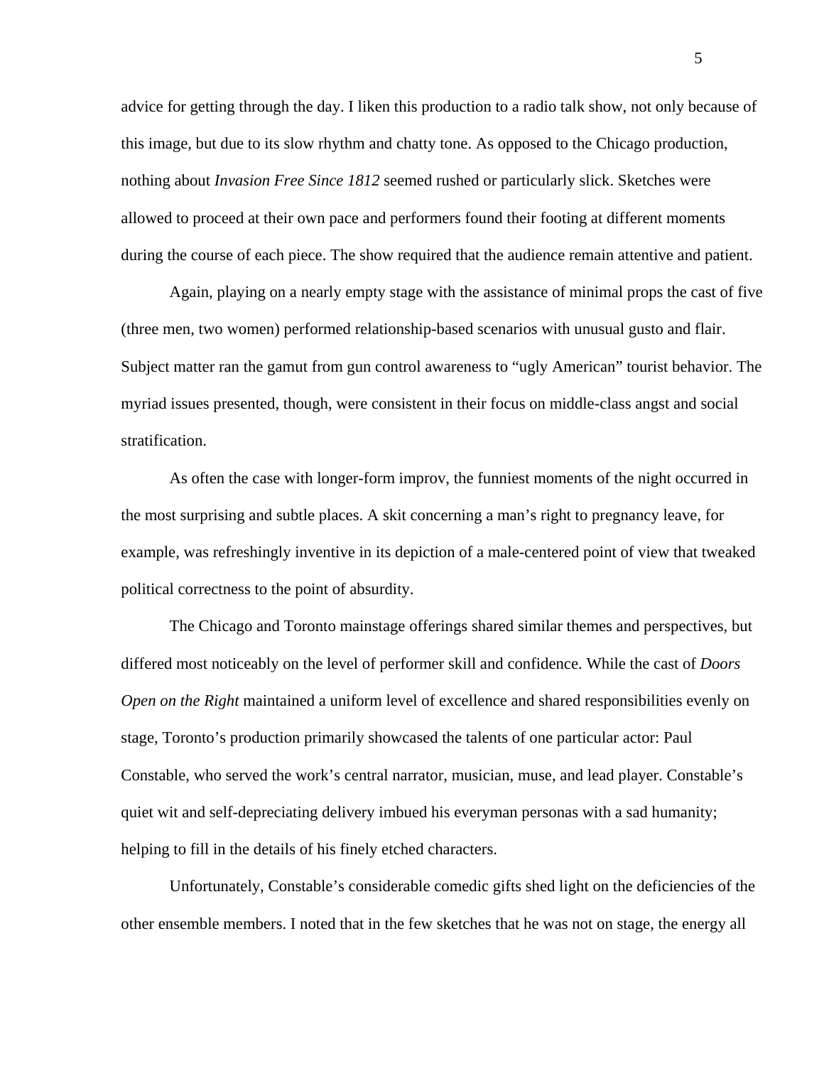advice for getting through the day. I liken this production to a radio talk show, not only because of this image, but due to its slow rhythm and chatty tone. As opposed to the Chicago production, nothing about *Invasion Free Since 1812* seemed rushed or particularly slick. Sketches were allowed to proceed at their own pace and performers found their footing at different moments during the course of each piece. The show required that the audience remain attentive and patient.

Again, playing on a nearly empty stage with the assistance of minimal props the cast of five (three men, two women) performed relationship-based scenarios with unusual gusto and flair. Subject matter ran the gamut from gun control awareness to "ugly American" tourist behavior. The myriad issues presented, though, were consistent in their focus on middle-class angst and social stratification.

As often the case with longer-form improv, the funniest moments of the night occurred in the most surprising and subtle places. A skit concerning a man's right to pregnancy leave, for example, was refreshingly inventive in its depiction of a male-centered point of view that tweaked political correctness to the point of absurdity.

The Chicago and Toronto mainstage offerings shared similar themes and perspectives, but differed most noticeably on the level of performer skill and confidence. While the cast of *Doors Open on the Right* maintained a uniform level of excellence and shared responsibilities evenly on stage, Toronto's production primarily showcased the talents of one particular actor: Paul Constable, who served the work's central narrator, musician, muse, and lead player. Constable's quiet wit and self-depreciating delivery imbued his everyman personas with a sad humanity; helping to fill in the details of his finely etched characters.

Unfortunately, Constable's considerable comedic gifts shed light on the deficiencies of the other ensemble members. I noted that in the few sketches that he was not on stage, the energy all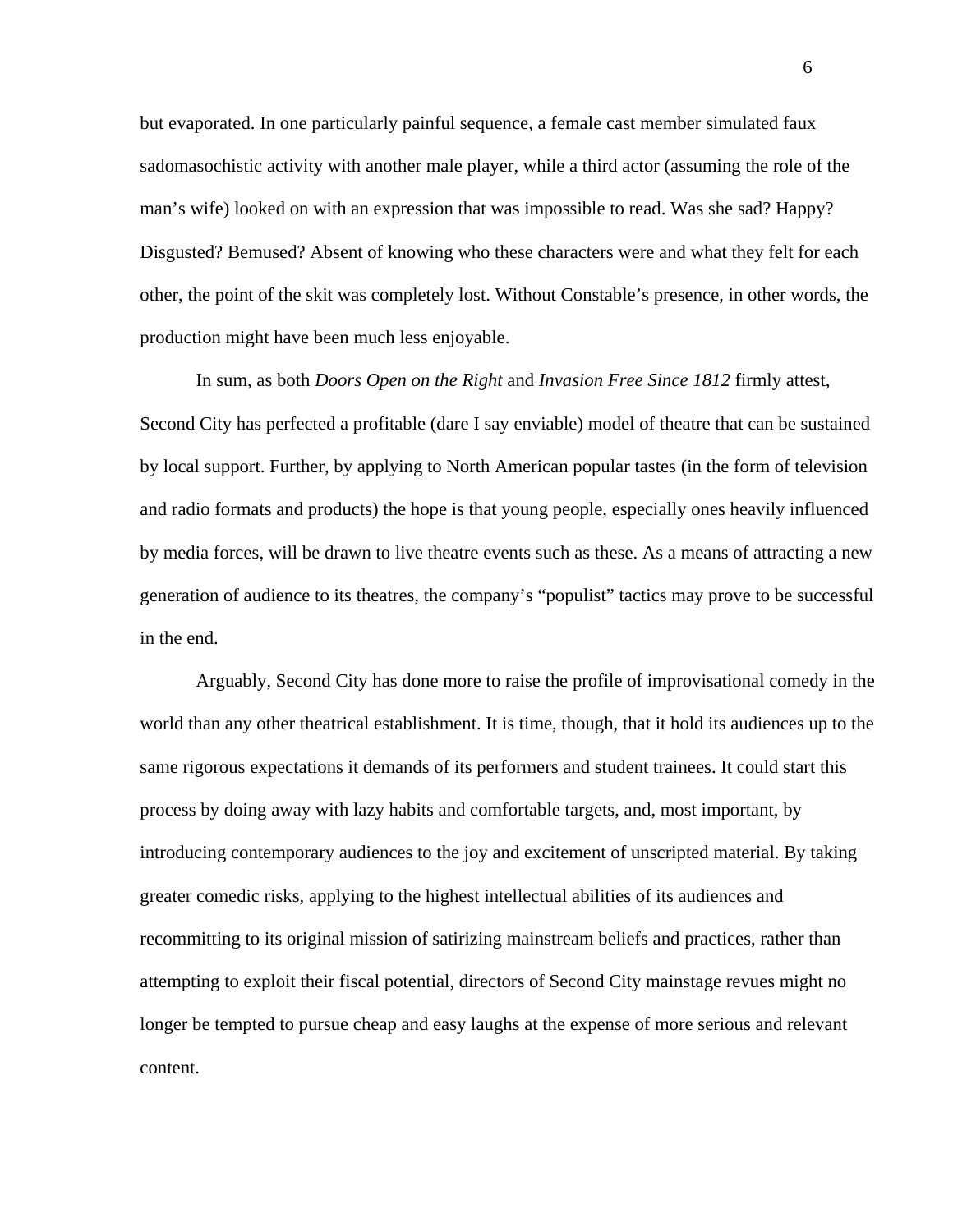but evaporated. In one particularly painful sequence, a female cast member simulated faux sadomasochistic activity with another male player, while a third actor (assuming the role of the man's wife) looked on with an expression that was impossible to read. Was she sad? Happy? Disgusted? Bemused? Absent of knowing who these characters were and what they felt for each other, the point of the skit was completely lost. Without Constable's presence, in other words, the production might have been much less enjoyable.

In sum, as both *Doors Open on the Right* and *Invasion Free Since 1812* firmly attest, Second City has perfected a profitable (dare I say enviable) model of theatre that can be sustained by local support. Further, by applying to North American popular tastes (in the form of television and radio formats and products) the hope is that young people, especially ones heavily influenced by media forces, will be drawn to live theatre events such as these. As a means of attracting a new generation of audience to its theatres, the company's "populist" tactics may prove to be successful in the end.

Arguably, Second City has done more to raise the profile of improvisational comedy in the world than any other theatrical establishment. It is time, though, that it hold its audiences up to the same rigorous expectations it demands of its performers and student trainees. It could start this process by doing away with lazy habits and comfortable targets, and, most important, by introducing contemporary audiences to the joy and excitement of unscripted material. By taking greater comedic risks, applying to the highest intellectual abilities of its audiences and recommitting to its original mission of satirizing mainstream beliefs and practices, rather than attempting to exploit their fiscal potential, directors of Second City mainstage revues might no longer be tempted to pursue cheap and easy laughs at the expense of more serious and relevant content.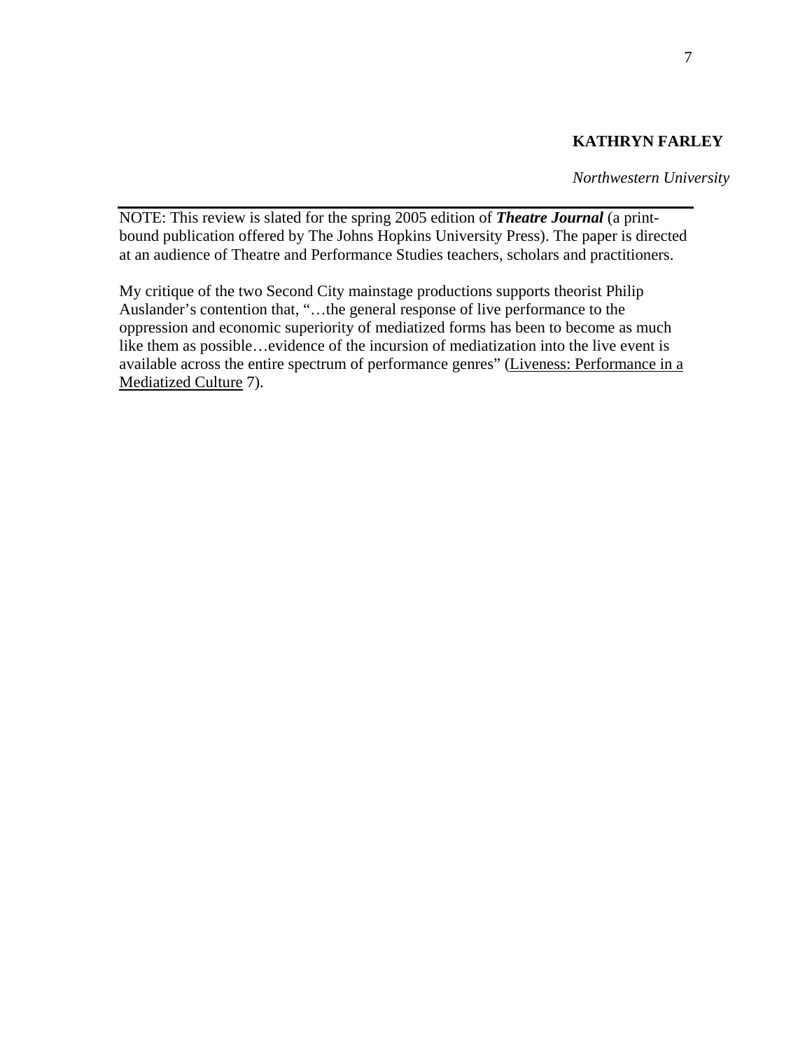**KATHRYN FARLEY**

*Northwestern University*

---

NOTE: This review is slated for the spring 2005 edition of ***Theatre Journal*** (a print-bound publication offered by The Johns Hopkins University Press). The paper is directed at an audience of Theatre and Performance Studies teachers, scholars and practitioners.

My critique of the two Second City mainstage productions supports theorist Philip Auslander's contention that, "…the general response of live performance to the oppression and economic superiority of mediatized forms has been to become as much like them as possible…evidence of the incursion of mediatization into the live event is available across the entire spectrum of performance genres" (<u>Liveness: Performance in a Mediatized Culture</u> 7).